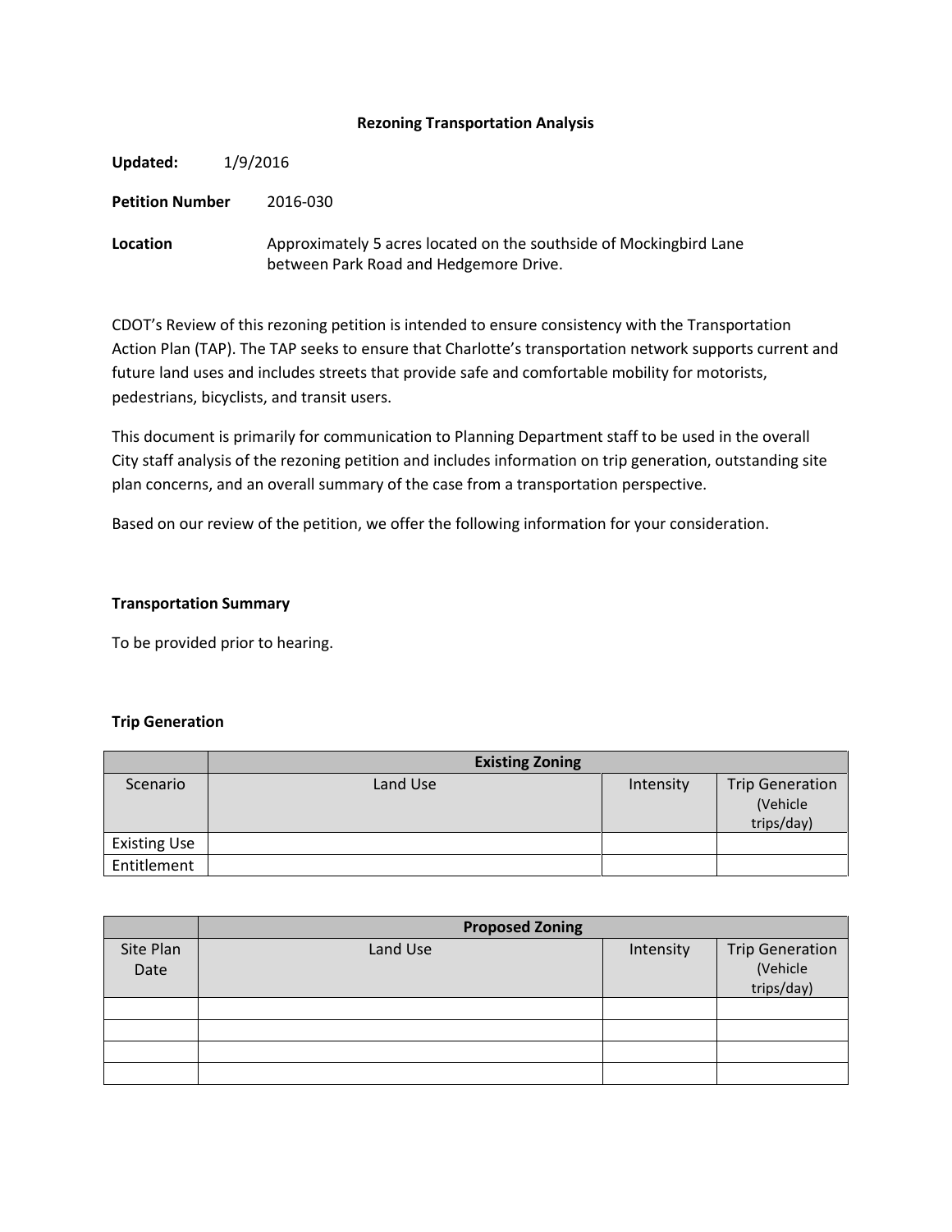# Rezoning Transportation Analysis

**Updated:** 1/9/2016

**Petition Number** 2016-030

**Location** Approximately 5 acres located on the southside of Mockingbird Lane between Park Road and Hedgemore Drive.

CDOT's Review of this rezoning petition is intended to ensure consistency with the Transportation Action Plan (TAP). The TAP seeks to ensure that Charlotte's transportation network supports current and future land uses and includes streets that provide safe and comfortable mobility for motorists, pedestrians, bicyclists, and transit users.

This document is primarily for communication to Planning Department staff to be used in the overall City staff analysis of the rezoning petition and includes information on trip generation, outstanding site plan concerns, and an overall summary of the case from a transportation perspective.

Based on our review of the petition, we offer the following information for your consideration.

## Transportation Summary

To be provided prior to hearing.

## Trip Generation

| | **Existing Zoning** | | |
|---|---|---|---|
| Scenario | Land Use | Intensity | Trip Generation (Vehicle trips/day) |
| Existing Use | | | |
| Entitlement | | | |

| | **Proposed Zoning** | | |
|---|---|---|---|
| Site Plan Date | Land Use | Intensity | Trip Generation (Vehicle trips/day) |
| | | | |
| | | | |
| | | | |
| | | | |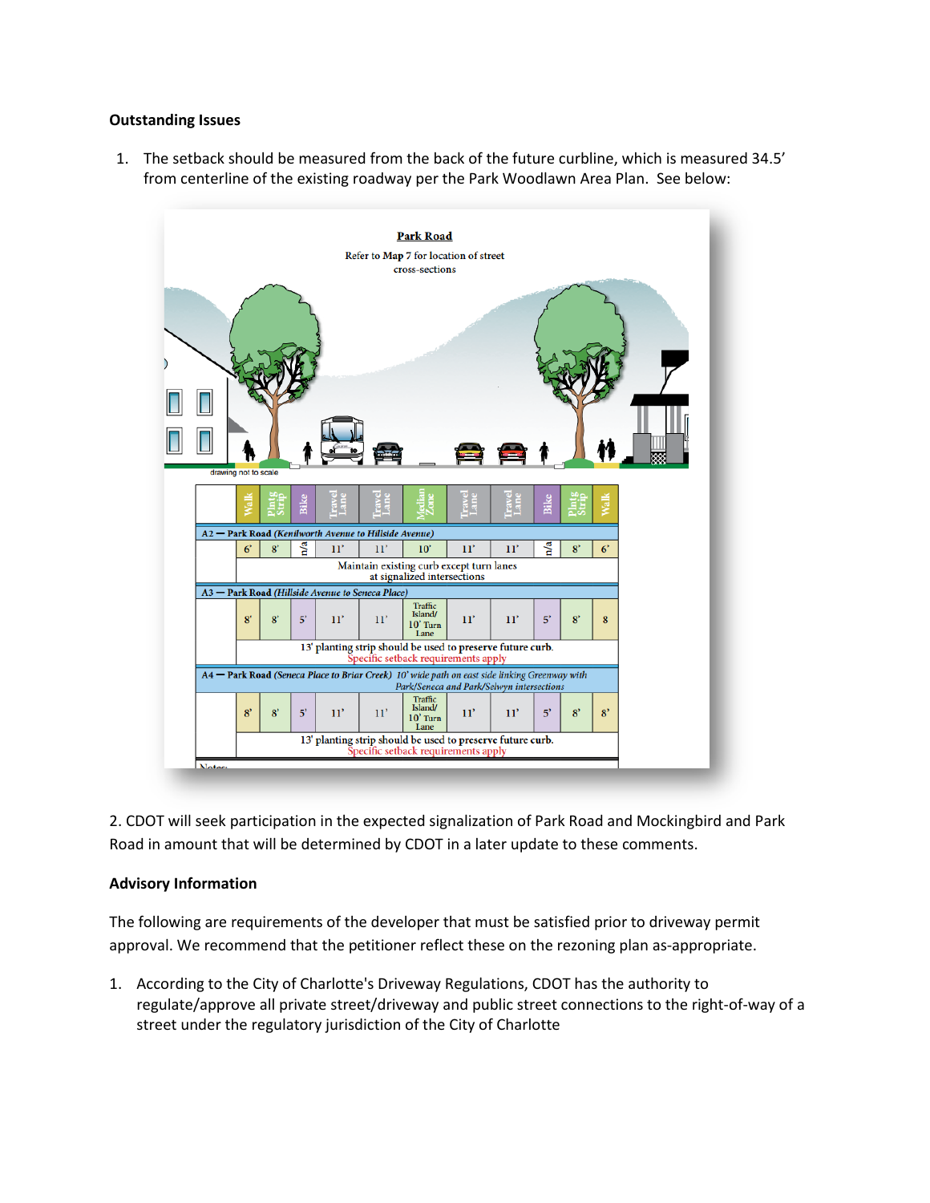**Outstanding Issues**

1. The setback should be measured from the back of the future curbline, which is measured 34.5' from centerline of the existing roadway per the Park Woodlawn Area Plan. See below:

**Park Road**

Refer to Map 7 for location of street cross-sections

drawing not to scale

| | Walk | Plntg Strip | Bike | Travel Lane | Travel Lane | Median Zone | Travel Lane | Travel Lane | Bike | Plntg Strip | Walk |
|---|---|---|---|---|---|---|---|---|---|---|---|
| **A2 — Park Road** *(Kenilworth Avenue to Hillside Avenue)* | | | | | | | | | | | |
| | 6' | 8' | n/a | 11' | 11' | 10' | 11' | 11' | n/a | 8' | 6' |
| | Maintain existing curb except turn lanes at signalized intersections | | | | | | | | | | |
| **A3 — Park Road** *(Hillside Avenue to Seneca Place)* | | | | | | | | | | | |
| | 8' | 8' | 5' | 11' | 11' | Traffic Island/ 10' Turn Lane | 11' | 11' | 5' | 8' | 8 |
| | 13' planting strip should be used to preserve future curb. Specific setback requirements apply | | | | | | | | | | |
| **A4 — Park Road** *(Seneca Place to Briar Creek) 10' wide path on east side linking Greenway with Park/Seneca and Park/Selwyn intersections* | | | | | | | | | | | |
| | 8' | 8' | 5' | 11' | 11' | Traffic Island/ 10' Turn Lane | 11' | 11' | 5' | 8' | 8' |
| | 13' planting strip should be used to preserve future curb. Specific setback requirements apply | | | | | | | | | | |

2. CDOT will seek participation in the expected signalization of Park Road and Mockingbird and Park Road in amount that will be determined by CDOT in a later update to these comments.

**Advisory Information**

The following are requirements of the developer that must be satisfied prior to driveway permit approval. We recommend that the petitioner reflect these on the rezoning plan as-appropriate.

1. According to the City of Charlotte's Driveway Regulations, CDOT has the authority to regulate/approve all private street/driveway and public street connections to the right-of-way of a street under the regulatory jurisdiction of the City of Charlotte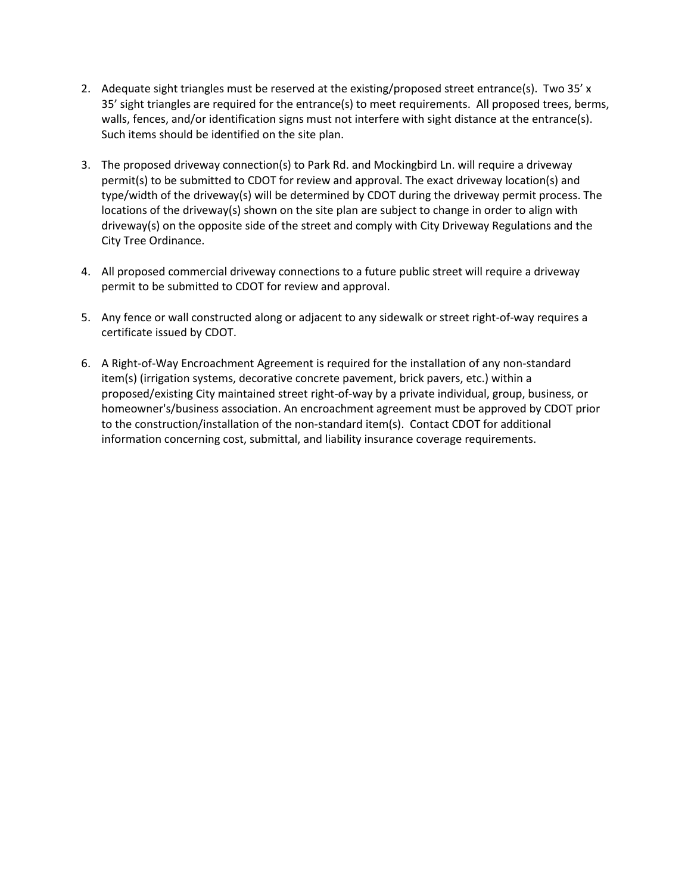2. Adequate sight triangles must be reserved at the existing/proposed street entrance(s). Two 35' x 35' sight triangles are required for the entrance(s) to meet requirements. All proposed trees, berms, walls, fences, and/or identification signs must not interfere with sight distance at the entrance(s). Such items should be identified on the site plan.

3. The proposed driveway connection(s) to Park Rd. and Mockingbird Ln. will require a driveway permit(s) to be submitted to CDOT for review and approval. The exact driveway location(s) and type/width of the driveway(s) will be determined by CDOT during the driveway permit process. The locations of the driveway(s) shown on the site plan are subject to change in order to align with driveway(s) on the opposite side of the street and comply with City Driveway Regulations and the City Tree Ordinance.

4. All proposed commercial driveway connections to a future public street will require a driveway permit to be submitted to CDOT for review and approval.

5. Any fence or wall constructed along or adjacent to any sidewalk or street right-of-way requires a certificate issued by CDOT.

6. A Right-of-Way Encroachment Agreement is required for the installation of any non-standard item(s) (irrigation systems, decorative concrete pavement, brick pavers, etc.) within a proposed/existing City maintained street right-of-way by a private individual, group, business, or homeowner's/business association. An encroachment agreement must be approved by CDOT prior to the construction/installation of the non-standard item(s). Contact CDOT for additional information concerning cost, submittal, and liability insurance coverage requirements.